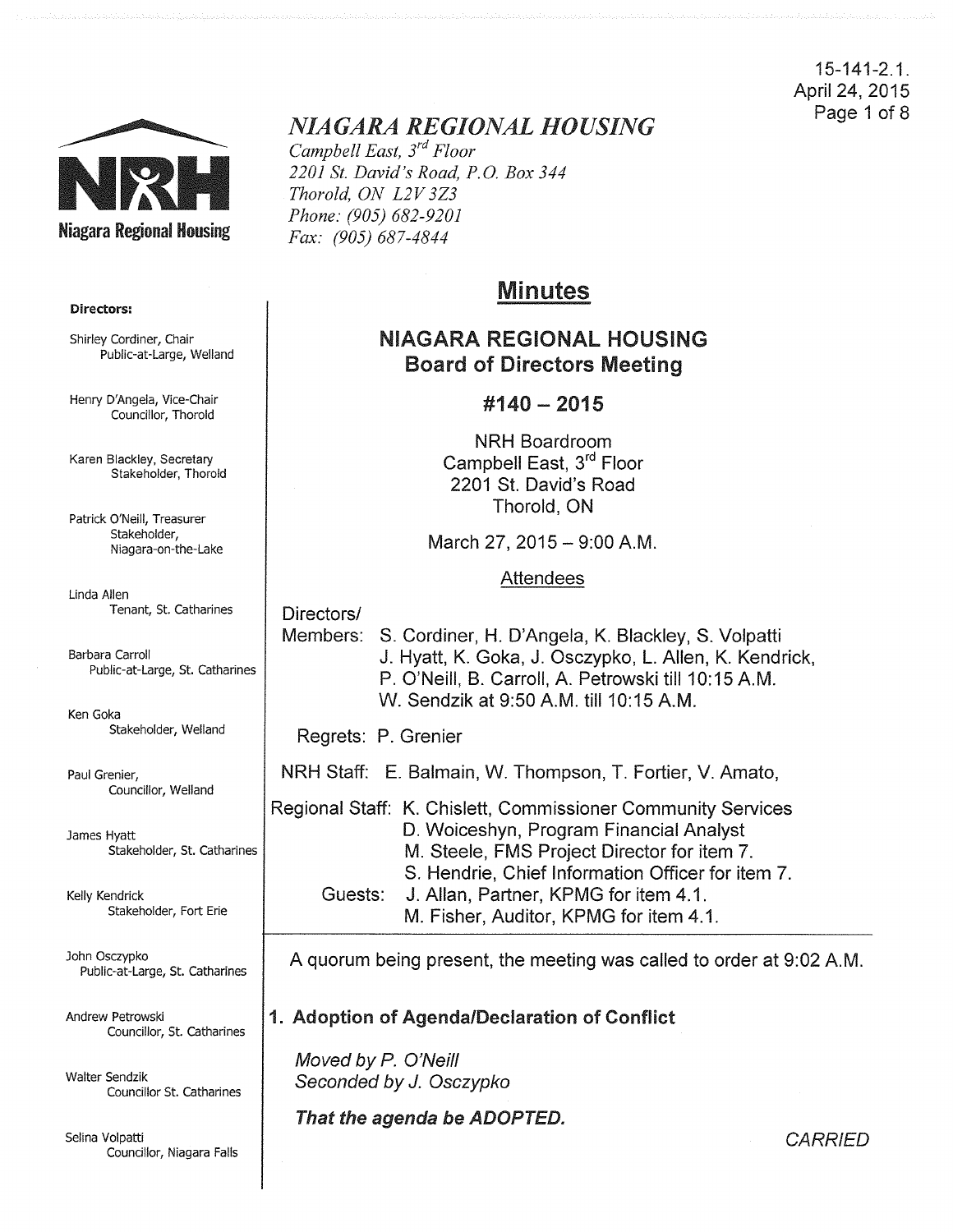15-141-2.1.
April 24, 2015

# NIAGARA REGIONAL HOUSING

*Campbell East, 3rd Floor*
*2201 St. David's Road, P.O. Box 344*
*Thorold, ON L2V 3Z3*
*Phone: (905) 682-9201*
*Fax: (905) 687-4844*

**Directors:**

Shirley Cordiner, Chair
Public-at-Large, Welland

Henry D'Angela, Vice-Chair
Councillor, Thorold

Karen Blackley, Secretary
Stakeholder, Thorold

Patrick O'Neill, Treasurer
Stakeholder, Niagara-on-the-Lake

Linda Allen
Tenant, St. Catharines

Barbara Carroll
Public-at-Large, St. Catharines

Ken Goka
Stakeholder, Welland

Paul Grenier,
Councillor, Welland

James Hyatt
Stakeholder, St. Catharines

Kelly Kendrick
Stakeholder, Fort Erie

John Osczypko
Public-at-Large, St. Catharines

Andrew Petrowski
Councillor, St. Catharines

Walter Sendzik
Councillor St. Catharines

Selina Volpatti
Councillor, Niagara Falls

## Minutes

### NIAGARA REGIONAL HOUSING
### Board of Directors Meeting
### #140 – 2015

NRH Boardroom
Campbell East, 3rd Floor
2201 St. David's Road
Thorold, ON

March 27, 2015 – 9:00 A.M.

Attendees

Directors/
Members: S. Cordiner, H. D'Angela, K. Blackley, S. Volpatti
J. Hyatt, K. Goka, J. Osczypko, L. Allen, K. Kendrick,
P. O'Neill, B. Carroll, A. Petrowski till 10:15 A.M.
W. Sendzik at 9:50 A.M. till 10:15 A.M.

Regrets: P. Grenier

NRH Staff: E. Balmain, W. Thompson, T. Fortier, V. Amato,

Regional Staff: K. Chislett, Commissioner Community Services
D. Woiceshyn, Program Financial Analyst
M. Steele, FMS Project Director for item 7.
S. Hendrie, Chief Information Officer for item 7.

Guests: J. Allan, Partner, KPMG for item 4.1.
M. Fisher, Auditor, KPMG for item 4.1.

A quorum being present, the meeting was called to order at 9:02 A.M.

## 1. Adoption of Agenda/Declaration of Conflict

*Moved by P. O'Neill*
*Seconded by J. Osczypko*

***That the agenda be ADOPTED.***

*CARRIED*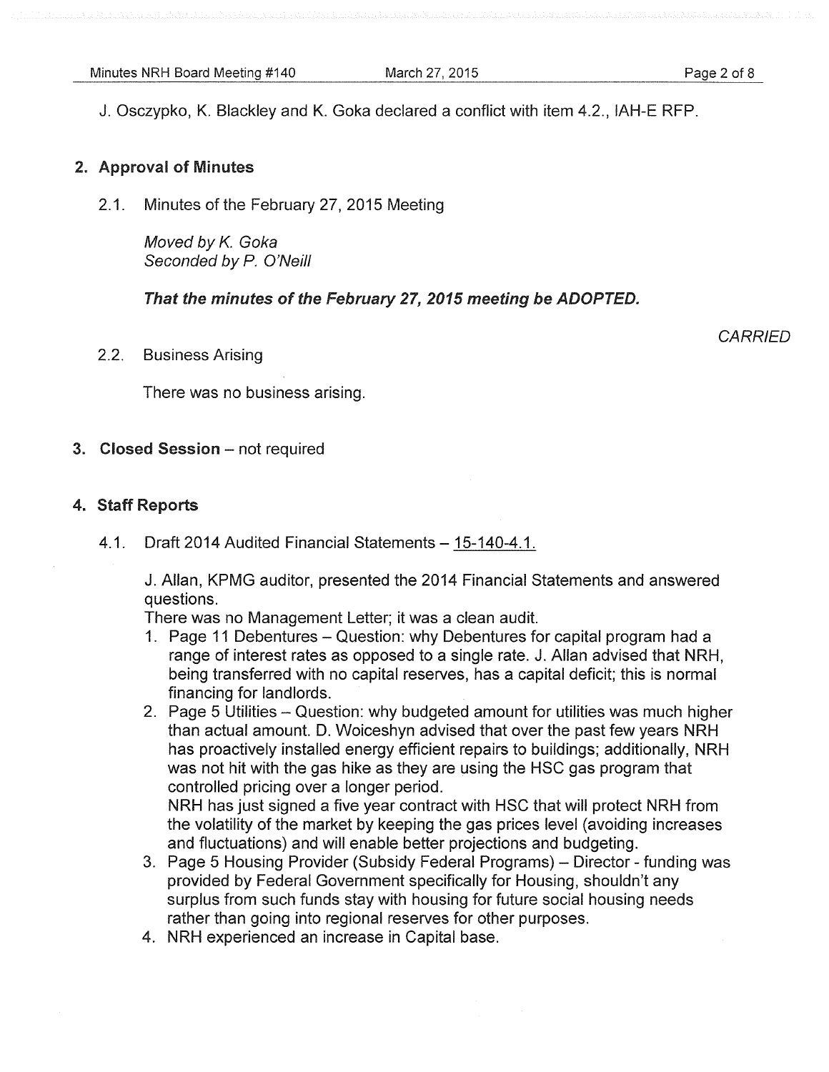J. Osczypko, K. Blackley and K. Goka declared a conflict with item 4.2., IAH-E RFP.

## 2. Approval of Minutes

2.1. Minutes of the February 27, 2015 Meeting

*Moved by K. Goka*
*Seconded by P. O'Neill*

***That the minutes of the February 27, 2015 meeting be ADOPTED.***

*CARRIED*

2.2. Business Arising

There was no business arising.

## 3. Closed Session – not required

## 4. Staff Reports

4.1. Draft 2014 Audited Financial Statements – 15-140-4.1.

J. Allan, KPMG auditor, presented the 2014 Financial Statements and answered questions.
There was no Management Letter; it was a clean audit.

1. Page 11 Debentures – Question: why Debentures for capital program had a range of interest rates as opposed to a single rate. J. Allan advised that NRH, being transferred with no capital reserves, has a capital deficit; this is normal financing for landlords.
2. Page 5 Utilities – Question: why budgeted amount for utilities was much higher than actual amount. D. Woiceshyn advised that over the past few years NRH has proactively installed energy efficient repairs to buildings; additionally, NRH was not hit with the gas hike as they are using the HSC gas program that controlled pricing over a longer period.
   NRH has just signed a five year contract with HSC that will protect NRH from the volatility of the market by keeping the gas prices level (avoiding increases and fluctuations) and will enable better projections and budgeting.
3. Page 5 Housing Provider (Subsidy Federal Programs) – Director - funding was provided by Federal Government specifically for Housing, shouldn't any surplus from such funds stay with housing for future social housing needs rather than going into regional reserves for other purposes.
4. NRH experienced an increase in Capital base.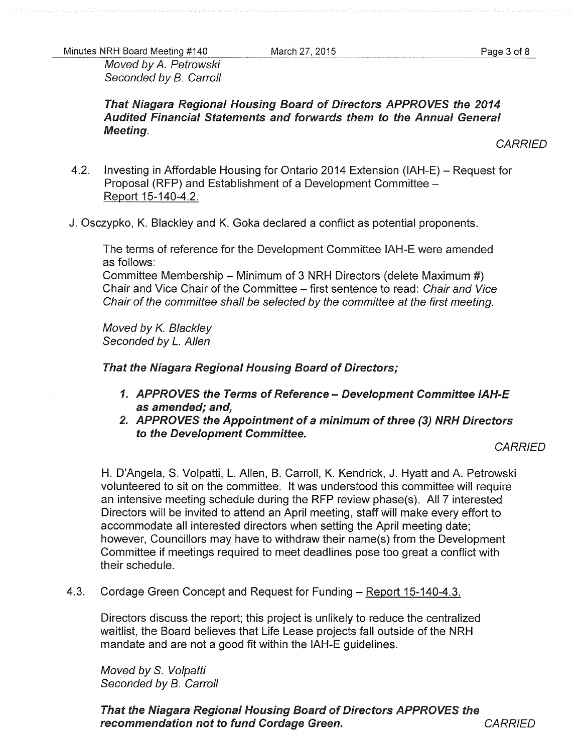*Moved by A. Petrowski*
*Seconded by B. Carroll*

> ***That Niagara Regional Housing Board of Directors APPROVES the 2014 Audited Financial Statements and forwards them to the Annual General Meeting.***
>
> *CARRIED*

4.2. Investing in Affordable Housing for Ontario 2014 Extension (IAH-E) – Request for Proposal (RFP) and Establishment of a Development Committee – Report 15-140-4.2.

J. Osczypko, K. Blackley and K. Goka declared a conflict as potential proponents.

The terms of reference for the Development Committee IAH-E were amended as follows:
Committee Membership – Minimum of 3 NRH Directors (delete Maximum #)
Chair and Vice Chair of the Committee – first sentence to read: *Chair and Vice Chair of the committee shall be selected by the committee at the first meeting.*

*Moved by K. Blackley*
*Seconded by L. Allen*

***That the Niagara Regional Housing Board of Directors;***

1. ***APPROVES the Terms of Reference – Development Committee IAH-E as amended; and,***
2. ***APPROVES the Appointment of a minimum of three (3) NRH Directors to the Development Committee.***

*CARRIED*

H. D'Angela, S. Volpatti, L. Allen, B. Carroll, K. Kendrick, J. Hyatt and A. Petrowski volunteered to sit on the committee. It was understood this committee will require an intensive meeting schedule during the RFP review phase(s). All 7 interested Directors will be invited to attend an April meeting, staff will make every effort to accommodate all interested directors when setting the April meeting date; however, Councillors may have to withdraw their name(s) from the Development Committee if meetings required to meet deadlines pose too great a conflict with their schedule.

4.3. Cordage Green Concept and Request for Funding – Report 15-140-4.3.

Directors discuss the report; this project is unlikely to reduce the centralized waitlist, the Board believes that Life Lease projects fall outside of the NRH mandate and are not a good fit within the IAH-E guidelines.

*Moved by S. Volpatti*
*Seconded by B. Carroll*

***That the Niagara Regional Housing Board of Directors APPROVES the recommendation not to fund Cordage Green.*** *CARRIED*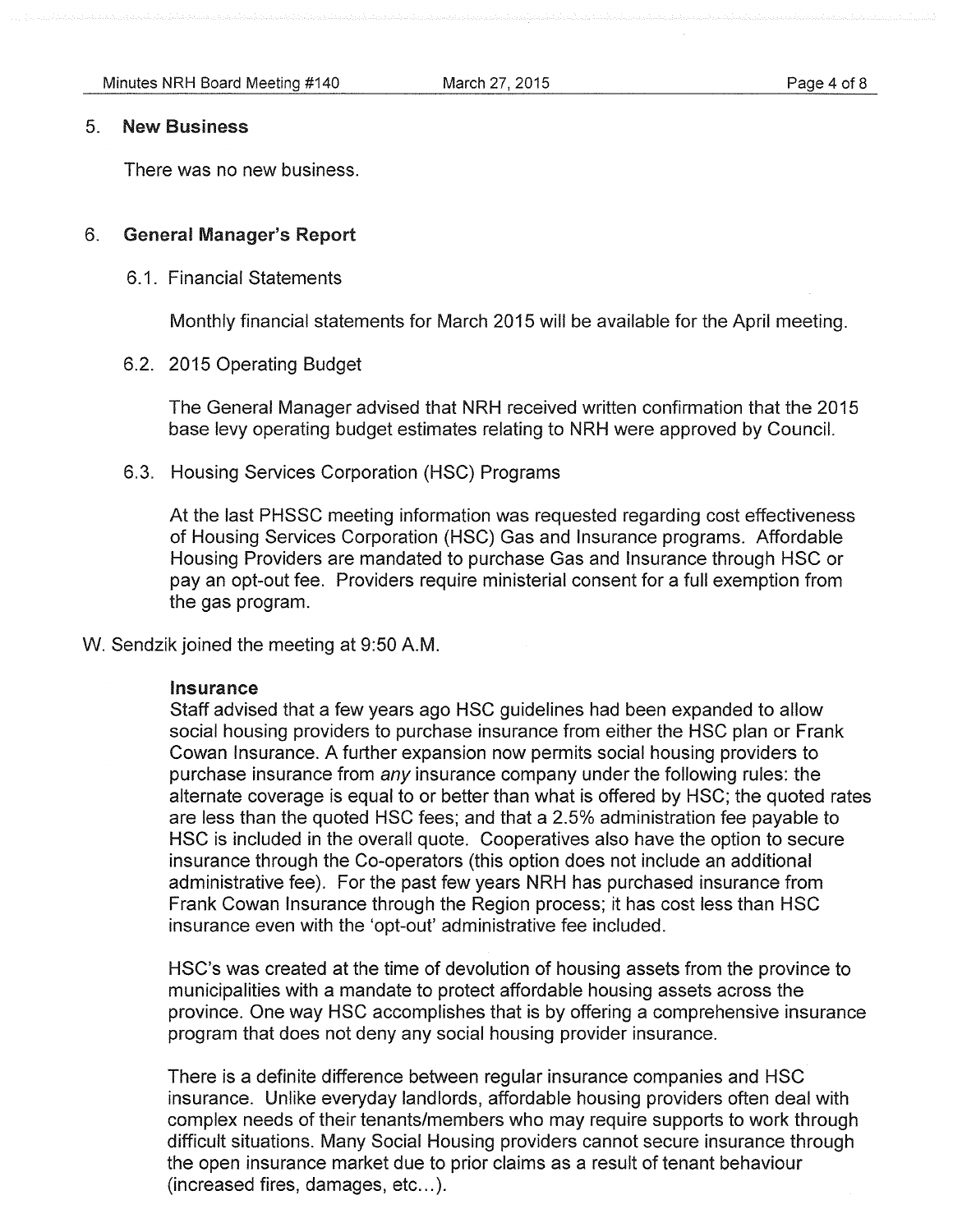## 5. New Business

There was no new business.

## 6. General Manager's Report

### 6.1. Financial Statements

Monthly financial statements for March 2015 will be available for the April meeting.

### 6.2. 2015 Operating Budget

The General Manager advised that NRH received written confirmation that the 2015 base levy operating budget estimates relating to NRH were approved by Council.

### 6.3. Housing Services Corporation (HSC) Programs

At the last PHSSC meeting information was requested regarding cost effectiveness of Housing Services Corporation (HSC) Gas and Insurance programs. Affordable Housing Providers are mandated to purchase Gas and Insurance through HSC or pay an opt-out fee. Providers require ministerial consent for a full exemption from the gas program.

W. Sendzik joined the meeting at 9:50 A.M.

**Insurance**

Staff advised that a few years ago HSC guidelines had been expanded to allow social housing providers to purchase insurance from either the HSC plan or Frank Cowan Insurance. A further expansion now permits social housing providers to purchase insurance from *any* insurance company under the following rules: the alternate coverage is equal to or better than what is offered by HSC; the quoted rates are less than the quoted HSC fees; and that a 2.5% administration fee payable to HSC is included in the overall quote. Cooperatives also have the option to secure insurance through the Co-operators (this option does not include an additional administrative fee). For the past few years NRH has purchased insurance from Frank Cowan Insurance through the Region process; it has cost less than HSC insurance even with the 'opt-out' administrative fee included.

HSC's was created at the time of devolution of housing assets from the province to municipalities with a mandate to protect affordable housing assets across the province. One way HSC accomplishes that is by offering a comprehensive insurance program that does not deny any social housing provider insurance.

There is a definite difference between regular insurance companies and HSC insurance. Unlike everyday landlords, affordable housing providers often deal with complex needs of their tenants/members who may require supports to work through difficult situations. Many Social Housing providers cannot secure insurance through the open insurance market due to prior claims as a result of tenant behaviour (increased fires, damages, etc...).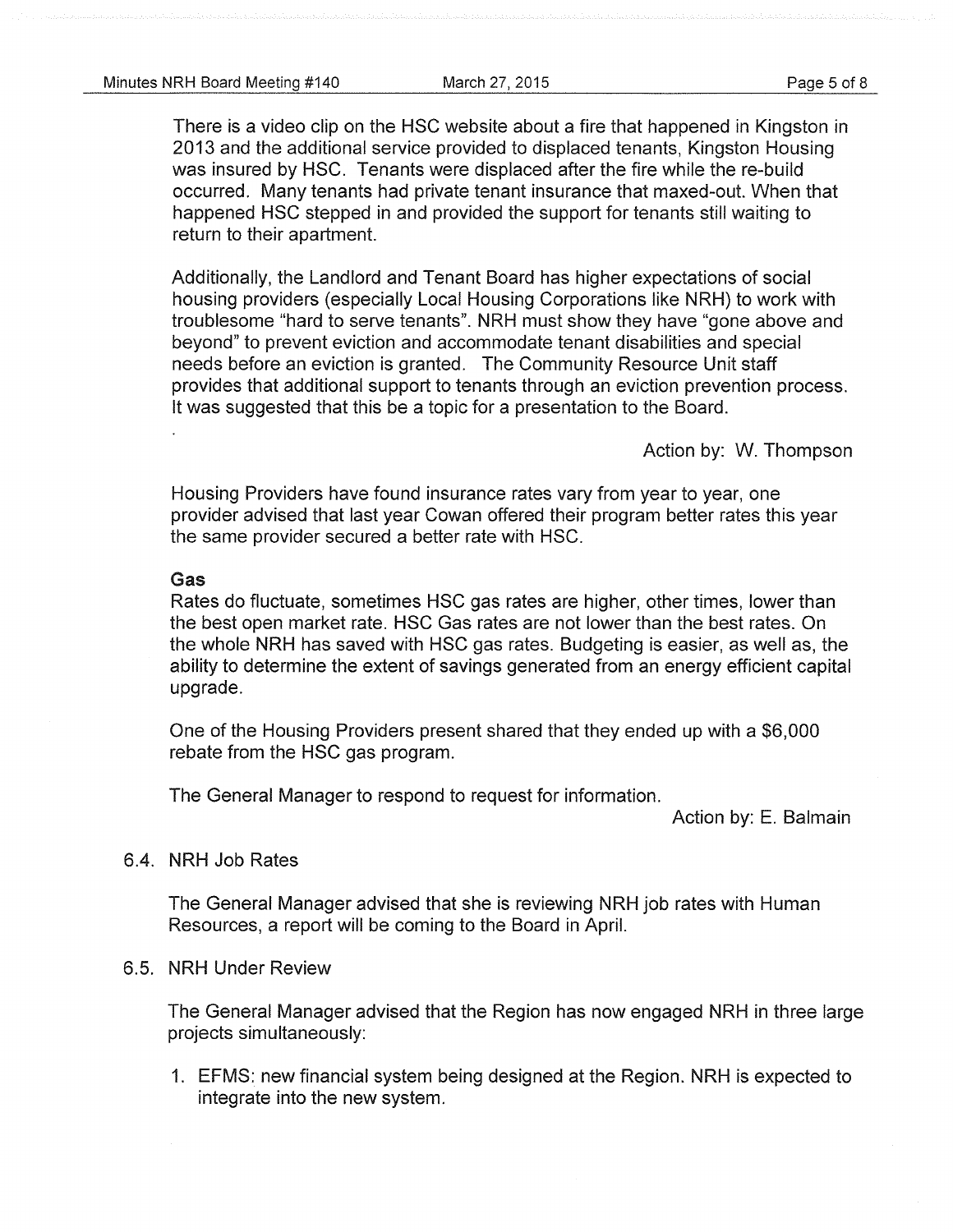There is a video clip on the HSC website about a fire that happened in Kingston in 2013 and the additional service provided to displaced tenants, Kingston Housing was insured by HSC. Tenants were displaced after the fire while the re-build occurred. Many tenants had private tenant insurance that maxed-out. When that happened HSC stepped in and provided the support for tenants still waiting to return to their apartment.

Additionally, the Landlord and Tenant Board has higher expectations of social housing providers (especially Local Housing Corporations like NRH) to work with troublesome "hard to serve tenants". NRH must show they have "gone above and beyond" to prevent eviction and accommodate tenant disabilities and special needs before an eviction is granted. The Community Resource Unit staff provides that additional support to tenants through an eviction prevention process. It was suggested that this be a topic for a presentation to the Board.

Action by: W. Thompson

Housing Providers have found insurance rates vary from year to year, one provider advised that last year Cowan offered their program better rates this year the same provider secured a better rate with HSC.

**Gas**

Rates do fluctuate, sometimes HSC gas rates are higher, other times, lower than the best open market rate. HSC Gas rates are not lower than the best rates. On the whole NRH has saved with HSC gas rates. Budgeting is easier, as well as, the ability to determine the extent of savings generated from an energy efficient capital upgrade.

One of the Housing Providers present shared that they ended up with a $6,000 rebate from the HSC gas program.

The General Manager to respond to request for information.

Action by: E. Balmain

6.4. NRH Job Rates

The General Manager advised that she is reviewing NRH job rates with Human Resources, a report will be coming to the Board in April.

6.5. NRH Under Review

The General Manager advised that the Region has now engaged NRH in three large projects simultaneously:

1. EFMS: new financial system being designed at the Region. NRH is expected to integrate into the new system.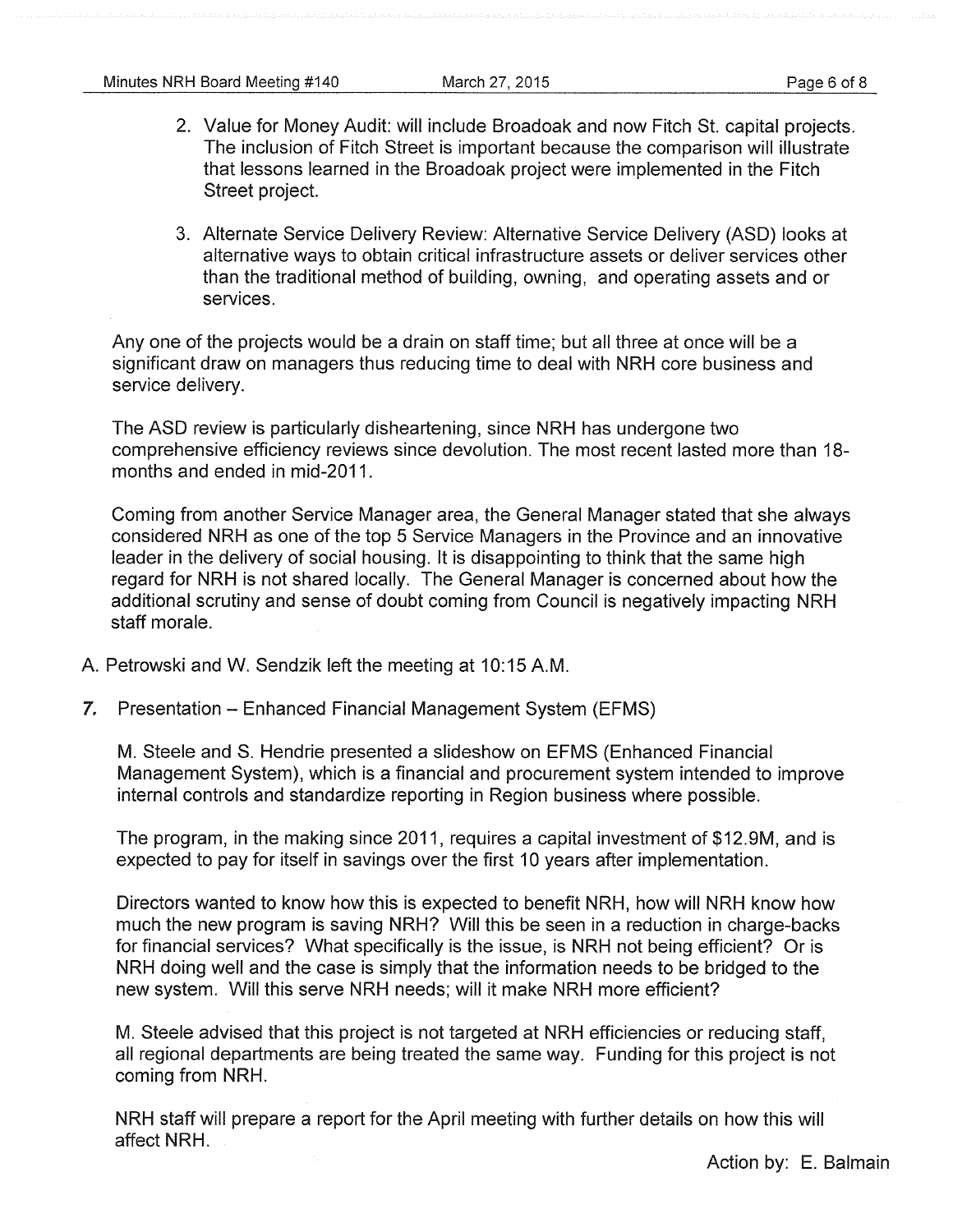2. Value for Money Audit: will include Broadoak and now Fitch St. capital projects. The inclusion of Fitch Street is important because the comparison will illustrate that lessons learned in the Broadoak project were implemented in the Fitch Street project.

3. Alternate Service Delivery Review: Alternative Service Delivery (ASD) looks at alternative ways to obtain critical infrastructure assets or deliver services other than the traditional method of building, owning, and operating assets and or services.

Any one of the projects would be a drain on staff time; but all three at once will be a significant draw on managers thus reducing time to deal with NRH core business and service delivery.

The ASD review is particularly disheartening, since NRH has undergone two comprehensive efficiency reviews since devolution. The most recent lasted more than 18-months and ended in mid-2011.

Coming from another Service Manager area, the General Manager stated that she always considered NRH as one of the top 5 Service Managers in the Province and an innovative leader in the delivery of social housing. It is disappointing to think that the same high regard for NRH is not shared locally. The General Manager is concerned about how the additional scrutiny and sense of doubt coming from Council is negatively impacting NRH staff morale.

A. Petrowski and W. Sendzik left the meeting at 10:15 A.M.

7. Presentation – Enhanced Financial Management System (EFMS)

M. Steele and S. Hendrie presented a slideshow on EFMS (Enhanced Financial Management System), which is a financial and procurement system intended to improve internal controls and standardize reporting in Region business where possible.

The program, in the making since 2011, requires a capital investment of $12.9M, and is expected to pay for itself in savings over the first 10 years after implementation.

Directors wanted to know how this is expected to benefit NRH, how will NRH know how much the new program is saving NRH? Will this be seen in a reduction in charge-backs for financial services? What specifically is the issue, is NRH not being efficient? Or is NRH doing well and the case is simply that the information needs to be bridged to the new system. Will this serve NRH needs; will it make NRH more efficient?

M. Steele advised that this project is not targeted at NRH efficiencies or reducing staff, all regional departments are being treated the same way. Funding for this project is not coming from NRH.

NRH staff will prepare a report for the April meeting with further details on how this will affect NRH.

Action by: E. Balmain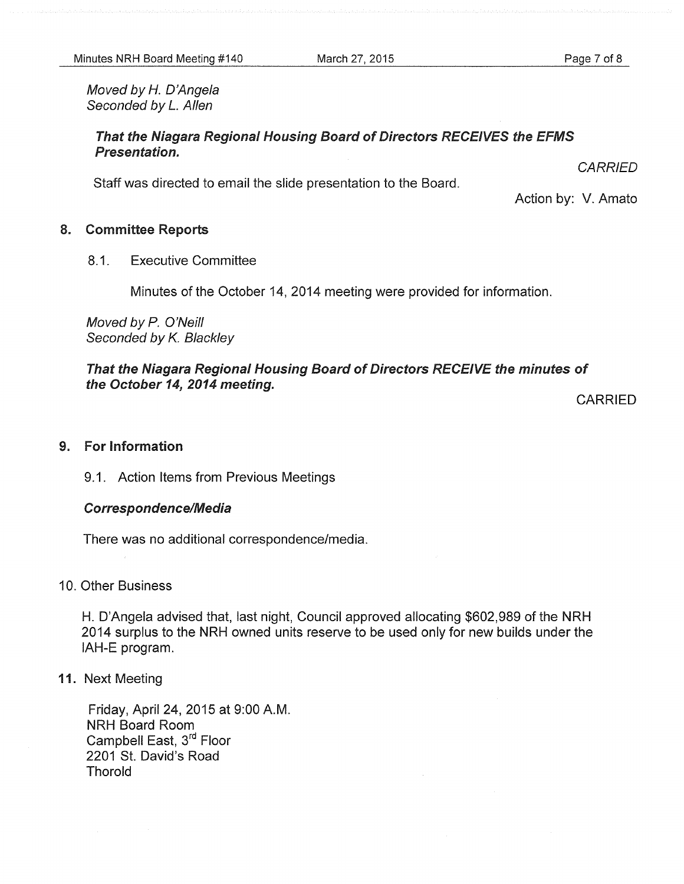*Moved by H. D'Angela*
*Seconded by L. Allen*

***That the Niagara Regional Housing Board of Directors RECEIVES the EFMS Presentation.***

*CARRIED*

Staff was directed to email the slide presentation to the Board.

Action by: V. Amato

## 8. Committee Reports

8.1. Executive Committee

Minutes of the October 14, 2014 meeting were provided for information.

*Moved by P. O'Neill*
*Seconded by K. Blackley*

***That the Niagara Regional Housing Board of Directors RECEIVE the minutes of the October 14, 2014 meeting.***

CARRIED

## 9. For Information

9.1. Action Items from Previous Meetings

***Correspondence/Media***

There was no additional correspondence/media.

## 10. Other Business

H. D'Angela advised that, last night, Council approved allocating $602,989 of the NRH 2014 surplus to the NRH owned units reserve to be used only for new builds under the IAH-E program.

## 11. Next Meeting

Friday, April 24, 2015 at 9:00 A.M.
NRH Board Room
Campbell East, 3rd Floor
2201 St. David's Road
Thorold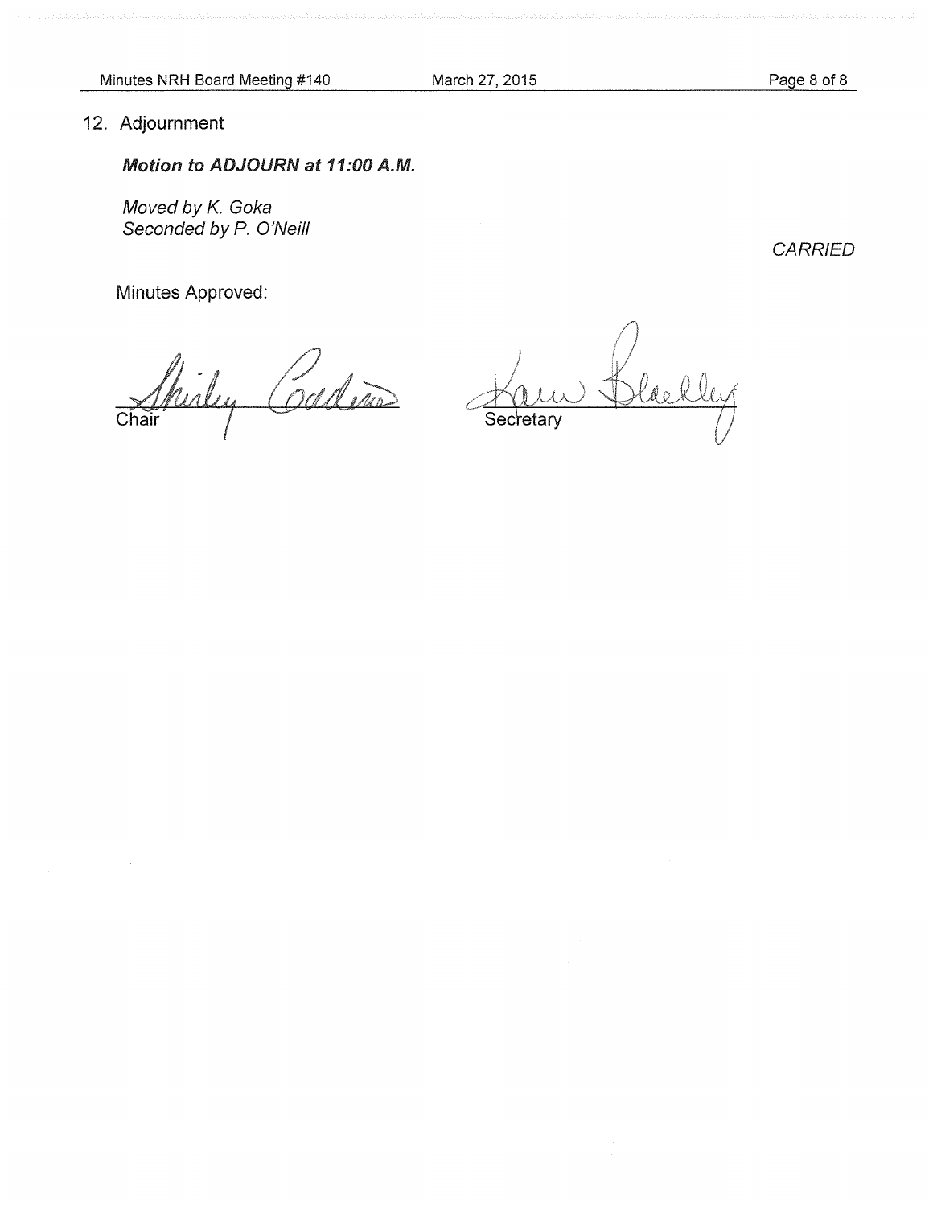## 12. Adjournment

***Motion to ADJOURN at 11:00 A.M.***

*Moved by K. Goka*
*Seconded by P. O'Neill*

*CARRIED*

Minutes Approved:

Chair

Secretary